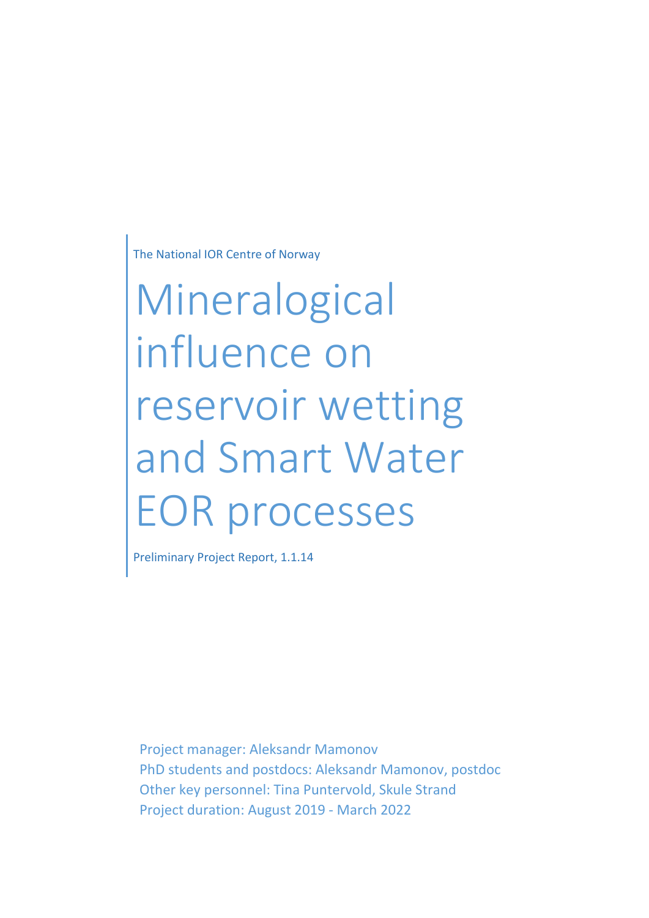The National IOR Centre of Norway

# Mineralogical influence on reservoir wetting and Smart Water EOR processes

Preliminary Project Report, 1.1.14

Project manager: Aleksandr Mamonov
PhD students and postdocs: Aleksandr Mamonov, postdoc
Other key personnel: Tina Puntervold, Skule Strand
Project duration: August 2019 - March 2022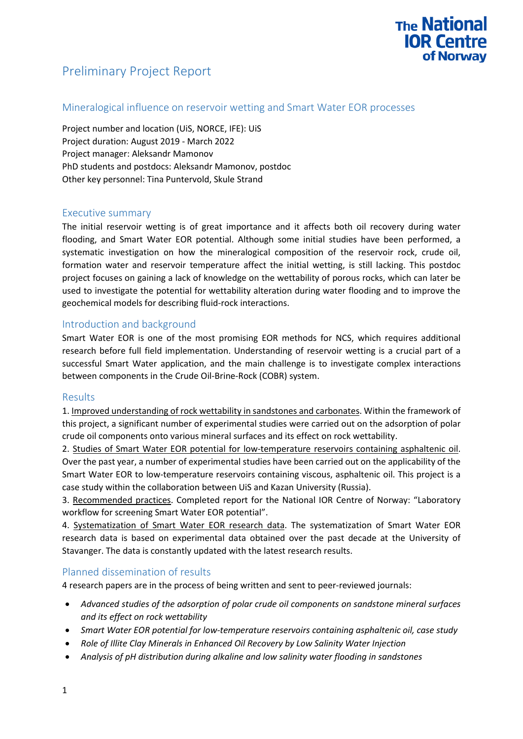# Preliminary Project Report

## Mineralogical influence on reservoir wetting and Smart Water EOR processes

Project number and location (UiS, NORCE, IFE): UiS
Project duration: August 2019 - March 2022
Project manager: Aleksandr Mamonov
PhD students and postdocs: Aleksandr Mamonov, postdoc
Other key personnel: Tina Puntervold, Skule Strand

### Executive summary

The initial reservoir wetting is of great importance and it affects both oil recovery during water flooding, and Smart Water EOR potential. Although some initial studies have been performed, a systematic investigation on how the mineralogical composition of the reservoir rock, crude oil, formation water and reservoir temperature affect the initial wetting, is still lacking. This postdoc project focuses on gaining a lack of knowledge on the wettability of porous rocks, which can later be used to investigate the potential for wettability alteration during water flooding and to improve the geochemical models for describing fluid-rock interactions.

### Introduction and background

Smart Water EOR is one of the most promising EOR methods for NCS, which requires additional research before full field implementation. Understanding of reservoir wetting is a crucial part of a successful Smart Water application, and the main challenge is to investigate complex interactions between components in the Crude Oil-Brine-Rock (COBR) system.

### Results

1. Improved understanding of rock wettability in sandstones and carbonates. Within the framework of this project, a significant number of experimental studies were carried out on the adsorption of polar crude oil components onto various mineral surfaces and its effect on rock wettability.
2. Studies of Smart Water EOR potential for low-temperature reservoirs containing asphaltenic oil. Over the past year, a number of experimental studies have been carried out on the applicability of the Smart Water EOR to low-temperature reservoirs containing viscous, asphaltenic oil. This project is a case study within the collaboration between UiS and Kazan University (Russia).
3. Recommended practices. Completed report for the National IOR Centre of Norway: "Laboratory workflow for screening Smart Water EOR potential".
4. Systematization of Smart Water EOR research data. The systematization of Smart Water EOR research data is based on experimental data obtained over the past decade at the University of Stavanger. The data is constantly updated with the latest research results.

### Planned dissemination of results

4 research papers are in the process of being written and sent to peer-reviewed journals:

- *Advanced studies of the adsorption of polar crude oil components on sandstone mineral surfaces and its effect on rock wettability*
- *Smart Water EOR potential for low-temperature reservoirs containing asphaltenic oil, case study*
- *Role of Illite Clay Minerals in Enhanced Oil Recovery by Low Salinity Water Injection*
- *Analysis of pH distribution during alkaline and low salinity water flooding in sandstones*